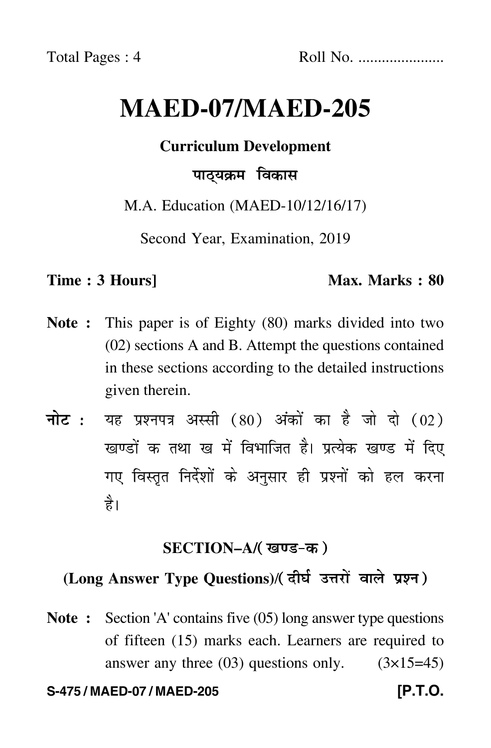Total Pages : 4 Roll No. ....................

# MAED-07/MAED-205

**Curriculum Development**

**पाठ्यक्रम विकास**

M.A. Education (MAED-10/12/16/17)

Second Year, Examination, 2019

**Time : 3 Hours]** **Max. Marks : 80**

**Note :** This paper is of Eighty (80) marks divided into two (02) sections A and B. Attempt the questions contained in these sections according to the detailed instructions given therein.

**नोट :** यह प्रश्नपत्र अस्सी (80) अंकों का है जो दो (02) खण्डों क तथा ख में विभाजित है। प्रत्येक खण्ड में दिए गए विस्तृत निर्देशों के अनुसार ही प्रश्नों को हल करना है।

## SECTION–A/(खण्ड-क)

### (Long Answer Type Questions)/(दीर्घ उत्तरों वाले प्रश्न)

**Note :** Section 'A' contains five (05) long answer type questions of fifteen (15) marks each. Learners are required to answer any three (03) questions only. (3×15=45)

S-475 / MAED-07 / MAED-205 [P.T.O.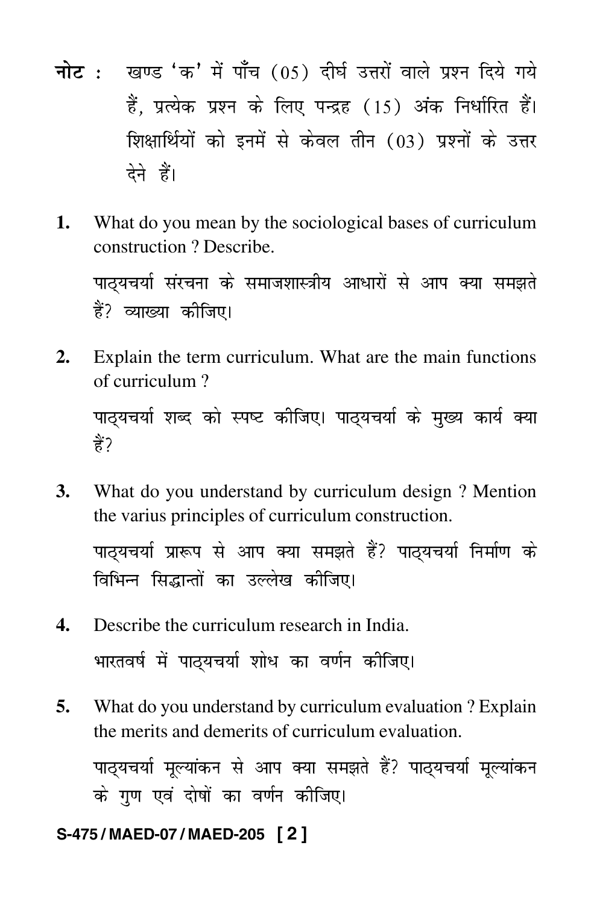**नोट :** खण्ड 'क' में पाँच (05) दीर्घ उत्तरों वाले प्रश्न दिये गये हैं, प्रत्येक प्रश्न के लिए पन्द्रह (15) अंक निर्धारित हैं। शिक्षार्थियों को इनमें से केवल तीन (03) प्रश्नों के उत्तर देने हैं।

1. What do you mean by the sociological bases of curriculum construction ? Describe.

   पाठ्यचर्या संरचना के समाजशास्त्रीय आधारों से आप क्या समझते हैं? व्याख्या कीजिए।

2. Explain the term curriculum. What are the main functions of curriculum ?

   पाठ्यचर्या शब्द को स्पष्ट कीजिए। पाठ्यचर्या के मुख्य कार्य क्या हैं?

3. What do you understand by curriculum design ? Mention the varius principles of curriculum construction.

   पाठ्यचर्या प्रारूप से आप क्या समझते हैं? पाठ्यचर्या निर्माण के विभिन्न सिद्धान्तों का उल्लेख कीजिए।

4. Describe the curriculum research in India.

   भारतवर्ष में पाठ्यचर्या शोध का वर्णन कीजिए।

5. What do you understand by curriculum evaluation ? Explain the merits and demerits of curriculum evaluation.

   पाठ्यचर्या मूल्यांकन से आप क्या समझते हैं? पाठ्यचर्या मूल्यांकन के गुण एवं दोषों का वर्णन कीजिए।

**S-475 / MAED-07 / MAED-205**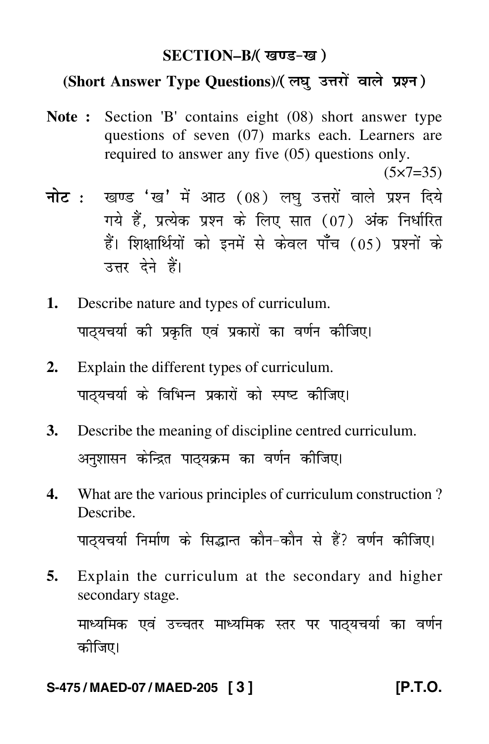## SECTION–B/( खण्ड–ख )

### (Short Answer Type Questions)/( लघु उत्तरों वाले प्रश्न )

**Note :** Section 'B' contains eight (08) short answer type questions of seven (07) marks each. Learners are required to answer any five (05) questions only.

(5×7=35)

**नोट :** खण्ड 'ख' में आठ (08) लघु उत्तरों वाले प्रश्न दिये गये हैं, प्रत्येक प्रश्न के लिए सात (07) अंक निर्धारित हैं। शिक्षार्थियों को इनमें से केवल पाँच (05) प्रश्नों के उत्तर देने हैं।

1. Describe nature and types of curriculum.

   पाठ्यचर्या की प्रकृति एवं प्रकारों का वर्णन कीजिए।

2. Explain the different types of curriculum.

   पाठ्यचर्या के विभिन्न प्रकारों को स्पष्ट कीजिए।

3. Describe the meaning of discipline centred curriculum.

   अनुशासन केन्द्रित पाठ्यक्रम का वर्णन कीजिए।

4. What are the various principles of curriculum construction ? Describe.

   पाठ्यचर्या निर्माण के सिद्धान्त कौन-कौन से हैं? वर्णन कीजिए।

5. Explain the curriculum at the secondary and higher secondary stage.

   माध्यमिक एवं उच्चतर माध्यमिक स्तर पर पाठ्यचर्या का वर्णन कीजिए।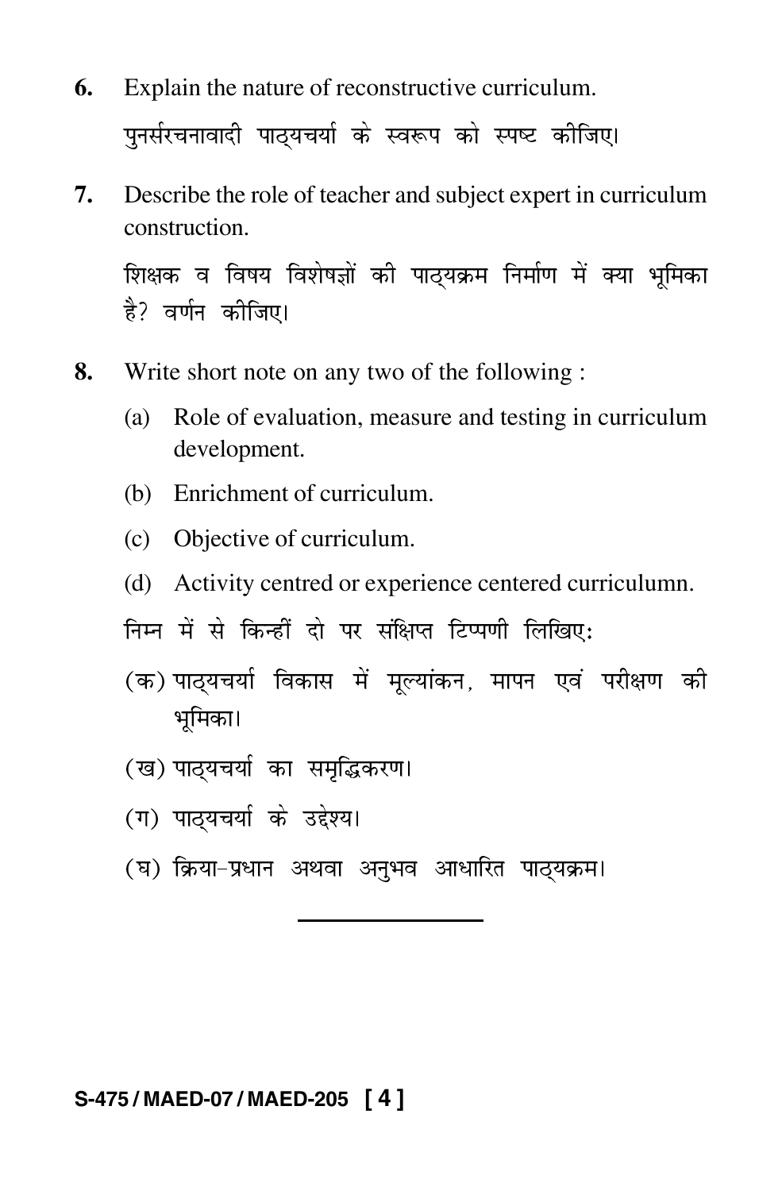6. Explain the nature of reconstructive curriculum.

   पुनर्सरचनावादी पाठ्यचर्या के स्वरूप को स्पष्ट कीजिए।

7. Describe the role of teacher and subject expert in curriculum construction.

   शिक्षक व विषय विशेषज्ञों की पाठ्यक्रम निर्माण में क्या भूमिका है? वर्णन कीजिए।

8. Write short note on any two of the following :

   (a) Role of evaluation, measure and testing in curriculum development.

   (b) Enrichment of curriculum.

   (c) Objective of curriculum.

   (d) Activity centred or experience centered curriculumn.

   निम्न में से किन्हीं दो पर संक्षिप्त टिप्पणी लिखिए:

   (क) पाठ्यचर्या विकास में मूल्यांकन, मापन एवं परीक्षण की भूमिका।

   (ख) पाठ्यचर्या का समृद्धिकरण।

   (ग) पाठ्यचर्या के उद्देश्य।

   (घ) क्रिया-प्रधान अथवा अनुभव आधारित पाठ्यक्रम।

---